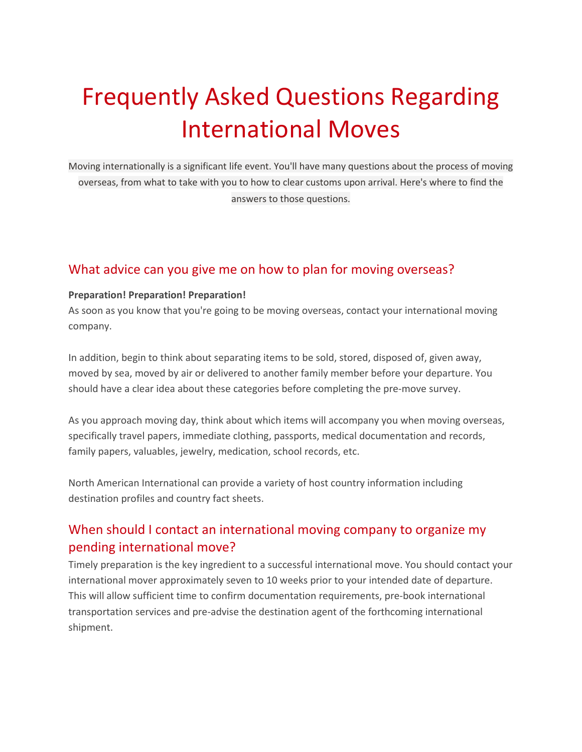# Frequently Asked Questions Regarding International Moves

Moving internationally is a significant life event. You'll have many questions about the process of moving overseas, from what to take with you to how to clear customs upon arrival. Here's where to find the answers to those questions.

## What advice can you give me on how to plan for moving overseas?

**Preparation! Preparation! Preparation!**
As soon as you know that you're going to be moving overseas, contact your international moving company.

In addition, begin to think about separating items to be sold, stored, disposed of, given away, moved by sea, moved by air or delivered to another family member before your departure. You should have a clear idea about these categories before completing the pre-move survey.

As you approach moving day, think about which items will accompany you when moving overseas, specifically travel papers, immediate clothing, passports, medical documentation and records, family papers, valuables, jewelry, medication, school records, etc.

North American International can provide a variety of host country information including destination profiles and country fact sheets.

## When should I contact an international moving company to organize my pending international move?

Timely preparation is the key ingredient to a successful international move. You should contact your international mover approximately seven to 10 weeks prior to your intended date of departure. This will allow sufficient time to confirm documentation requirements, pre-book international transportation services and pre-advise the destination agent of the forthcoming international shipment.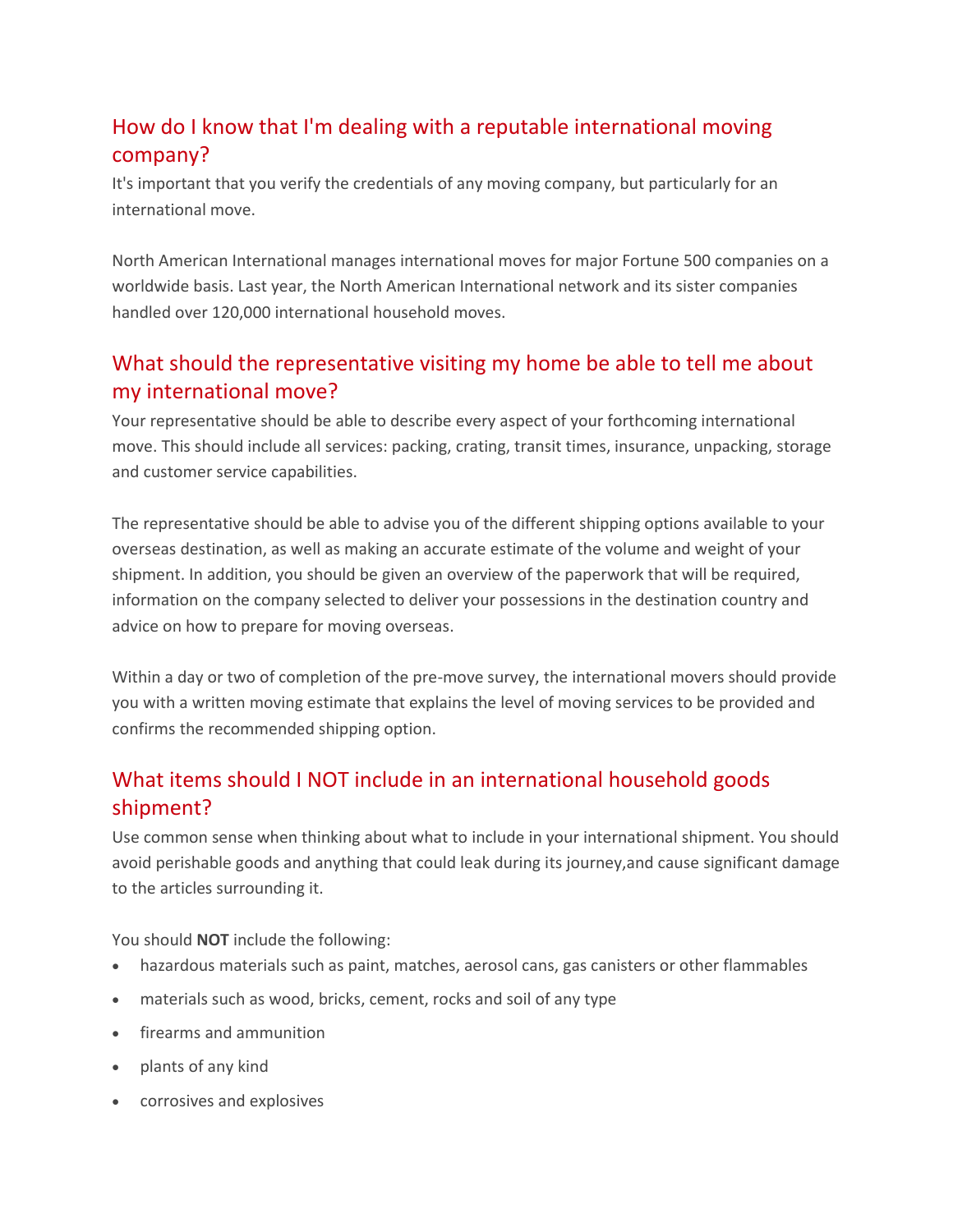## How do I know that I'm dealing with a reputable international moving company?

It's important that you verify the credentials of any moving company, but particularly for an international move.

North American International manages international moves for major Fortune 500 companies on a worldwide basis. Last year, the North American International network and its sister companies handled over 120,000 international household moves.

## What should the representative visiting my home be able to tell me about my international move?

Your representative should be able to describe every aspect of your forthcoming international move. This should include all services: packing, crating, transit times, insurance, unpacking, storage and customer service capabilities.

The representative should be able to advise you of the different shipping options available to your overseas destination, as well as making an accurate estimate of the volume and weight of your shipment. In addition, you should be given an overview of the paperwork that will be required, information on the company selected to deliver your possessions in the destination country and advice on how to prepare for moving overseas.

Within a day or two of completion of the pre-move survey, the international movers should provide you with a written moving estimate that explains the level of moving services to be provided and confirms the recommended shipping option.

## What items should I NOT include in an international household goods shipment?

Use common sense when thinking about what to include in your international shipment. You should avoid perishable goods and anything that could leak during its journey,and cause significant damage to the articles surrounding it.

You should **NOT** include the following:

- hazardous materials such as paint, matches, aerosol cans, gas canisters or other flammables
- materials such as wood, bricks, cement, rocks and soil of any type
- firearms and ammunition
- plants of any kind
- corrosives and explosives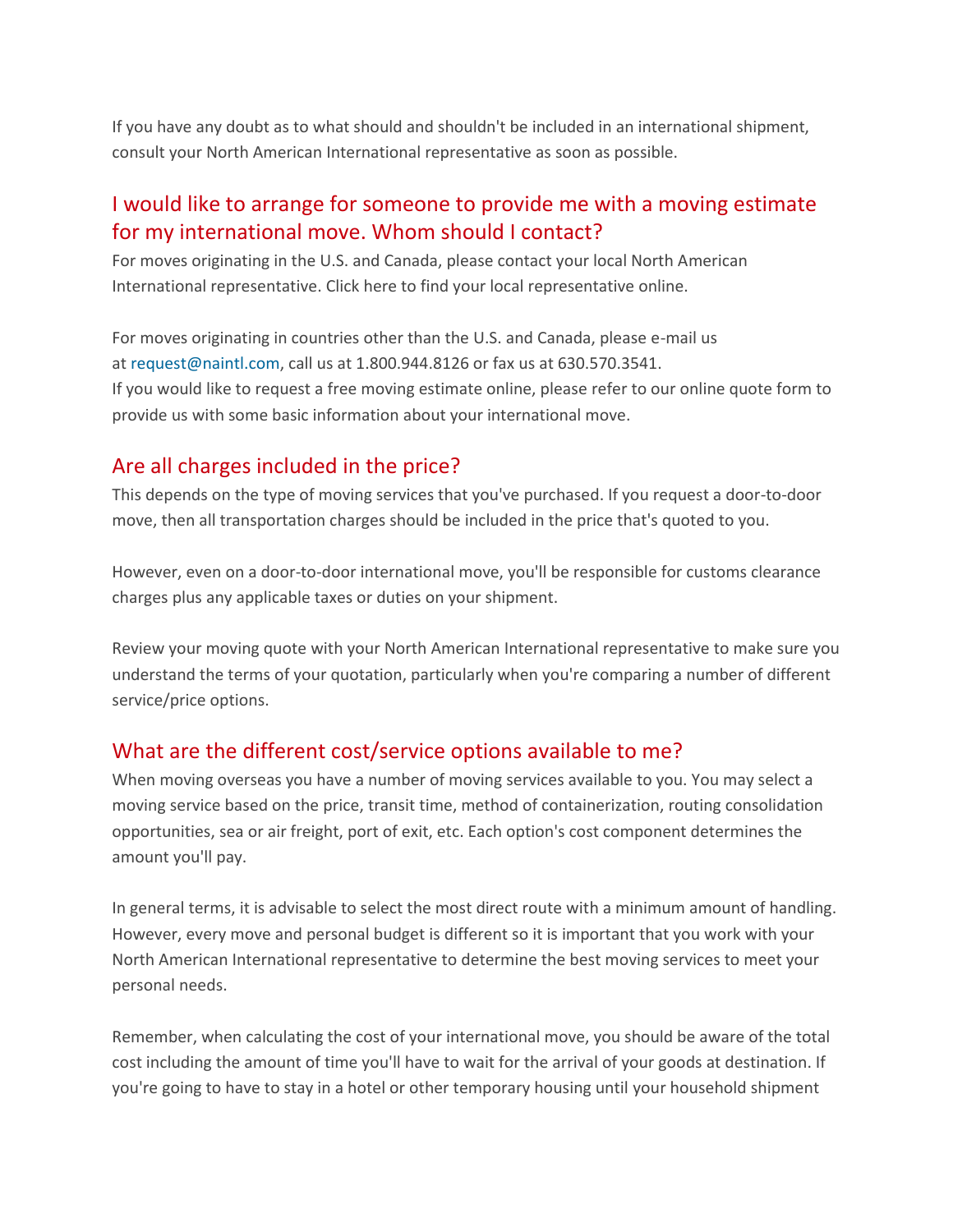If you have any doubt as to what should and shouldn't be included in an international shipment, consult your North American International representative as soon as possible.

## I would like to arrange for someone to provide me with a moving estimate for my international move. Whom should I contact?

For moves originating in the U.S. and Canada, please contact your local North American International representative. Click here to find your local representative online.

For moves originating in countries other than the U.S. and Canada, please e-mail us at request@naintl.com, call us at 1.800.944.8126 or fax us at 630.570.3541.
If you would like to request a free moving estimate online, please refer to our online quote form to provide us with some basic information about your international move.

## Are all charges included in the price?

This depends on the type of moving services that you've purchased. If you request a door-to-door move, then all transportation charges should be included in the price that's quoted to you.

However, even on a door-to-door international move, you'll be responsible for customs clearance charges plus any applicable taxes or duties on your shipment.

Review your moving quote with your North American International representative to make sure you understand the terms of your quotation, particularly when you're comparing a number of different service/price options.

## What are the different cost/service options available to me?

When moving overseas you have a number of moving services available to you. You may select a moving service based on the price, transit time, method of containerization, routing consolidation opportunities, sea or air freight, port of exit, etc. Each option's cost component determines the amount you'll pay.

In general terms, it is advisable to select the most direct route with a minimum amount of handling. However, every move and personal budget is different so it is important that you work with your North American International representative to determine the best moving services to meet your personal needs.

Remember, when calculating the cost of your international move, you should be aware of the total cost including the amount of time you'll have to wait for the arrival of your goods at destination. If you're going to have to stay in a hotel or other temporary housing until your household shipment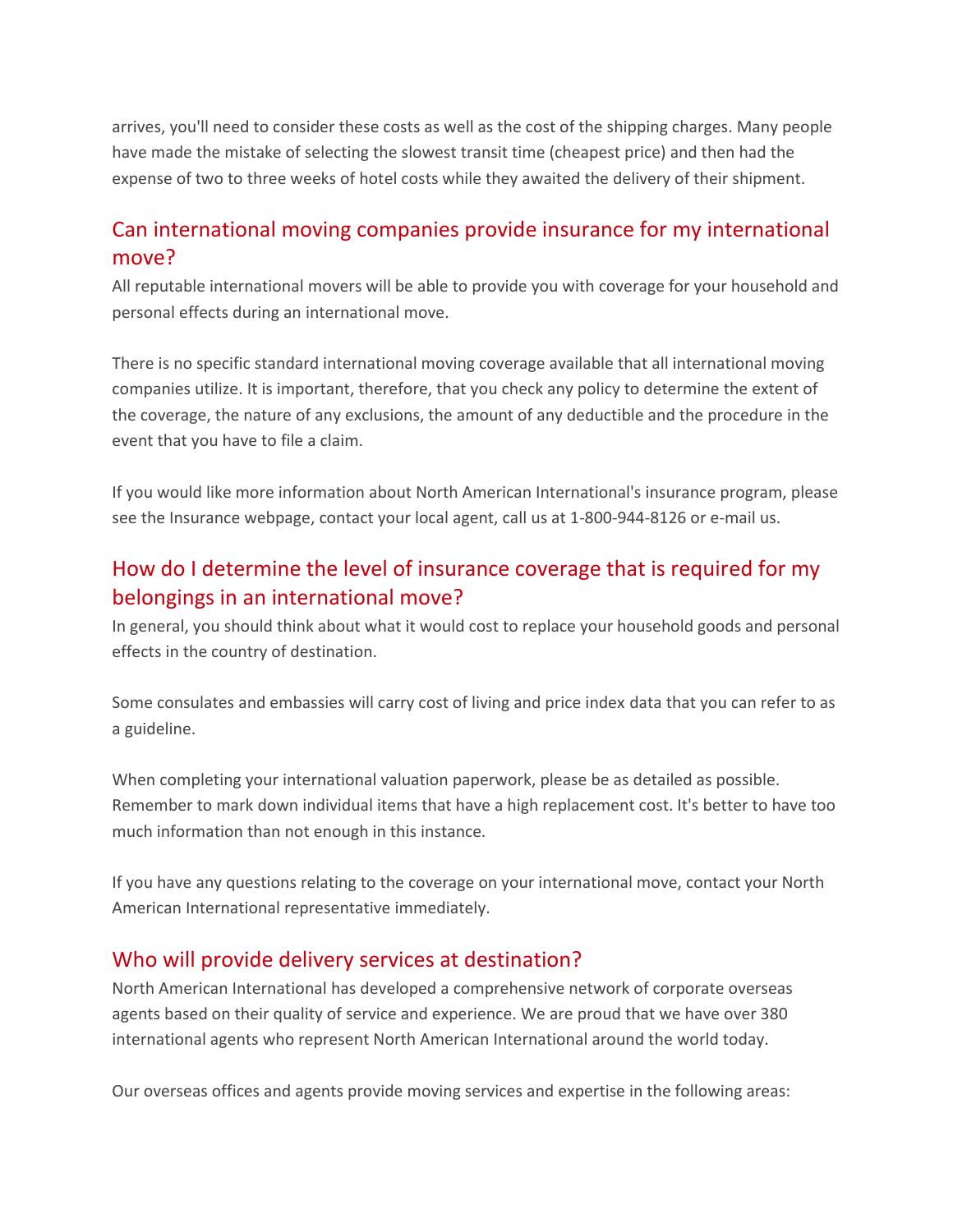arrives, you'll need to consider these costs as well as the cost of the shipping charges. Many people have made the mistake of selecting the slowest transit time (cheapest price) and then had the expense of two to three weeks of hotel costs while they awaited the delivery of their shipment.

## Can international moving companies provide insurance for my international move?

All reputable international movers will be able to provide you with coverage for your household and personal effects during an international move.

There is no specific standard international moving coverage available that all international moving companies utilize. It is important, therefore, that you check any policy to determine the extent of the coverage, the nature of any exclusions, the amount of any deductible and the procedure in the event that you have to file a claim.

If you would like more information about North American International's insurance program, please see the Insurance webpage, contact your local agent, call us at 1-800-944-8126 or e-mail us.

## How do I determine the level of insurance coverage that is required for my belongings in an international move?

In general, you should think about what it would cost to replace your household goods and personal effects in the country of destination.

Some consulates and embassies will carry cost of living and price index data that you can refer to as a guideline.

When completing your international valuation paperwork, please be as detailed as possible. Remember to mark down individual items that have a high replacement cost. It's better to have too much information than not enough in this instance.

If you have any questions relating to the coverage on your international move, contact your North American International representative immediately.

## Who will provide delivery services at destination?

North American International has developed a comprehensive network of corporate overseas agents based on their quality of service and experience. We are proud that we have over 380 international agents who represent North American International around the world today.

Our overseas offices and agents provide moving services and expertise in the following areas: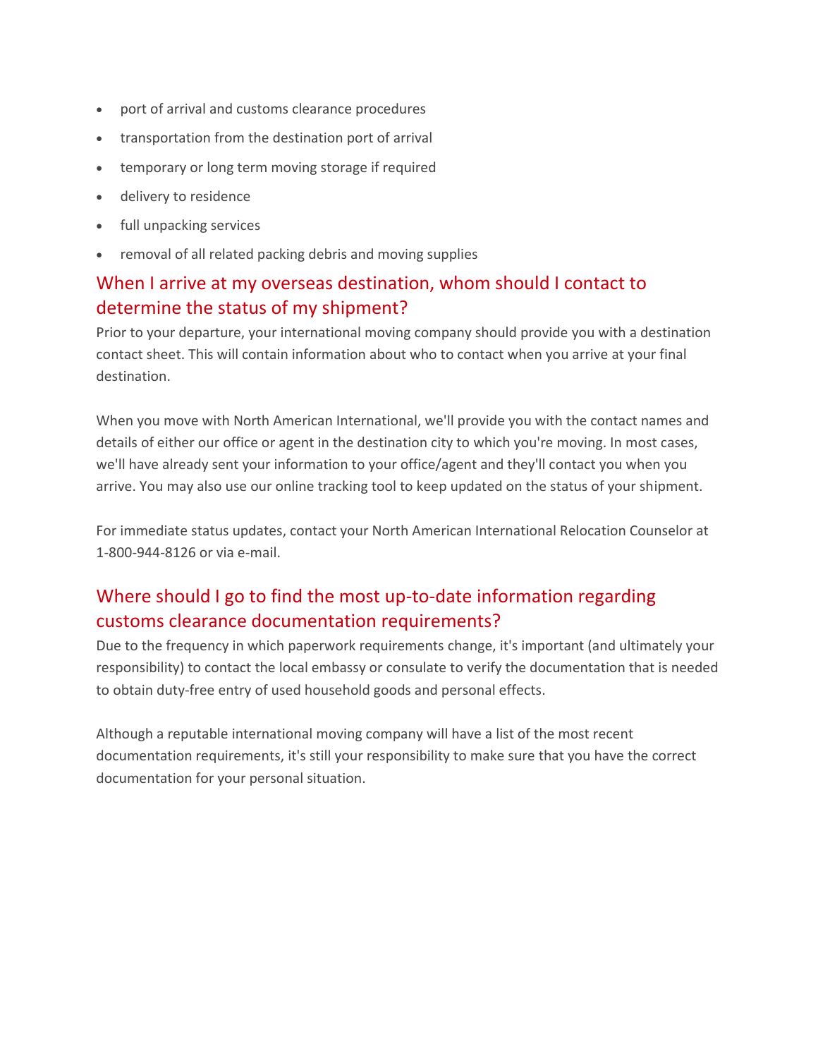- port of arrival and customs clearance procedures
- transportation from the destination port of arrival
- temporary or long term moving storage if required
- delivery to residence
- full unpacking services
- removal of all related packing debris and moving supplies

## When I arrive at my overseas destination, whom should I contact to determine the status of my shipment?

Prior to your departure, your international moving company should provide you with a destination contact sheet. This will contain information about who to contact when you arrive at your final destination.

When you move with North American International, we'll provide you with the contact names and details of either our office or agent in the destination city to which you're moving. In most cases, we'll have already sent your information to your office/agent and they'll contact you when you arrive. You may also use our online tracking tool to keep updated on the status of your shipment.

For immediate status updates, contact your North American International Relocation Counselor at 1-800-944-8126 or via e-mail.

## Where should I go to find the most up-to-date information regarding customs clearance documentation requirements?

Due to the frequency in which paperwork requirements change, it's important (and ultimately your responsibility) to contact the local embassy or consulate to verify the documentation that is needed to obtain duty-free entry of used household goods and personal effects.

Although a reputable international moving company will have a list of the most recent documentation requirements, it's still your responsibility to make sure that you have the correct documentation for your personal situation.